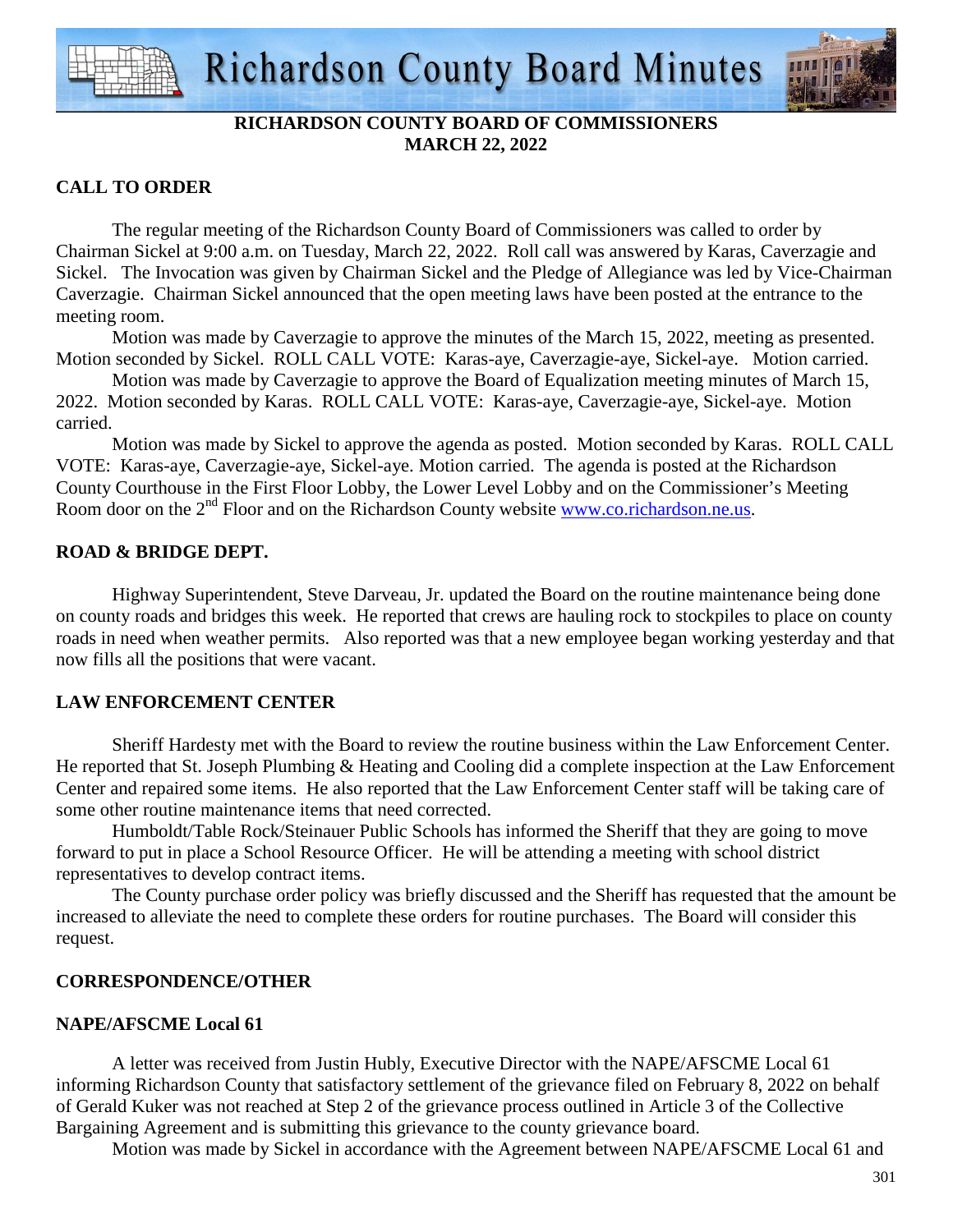# Richardson County Board Minutes

**RICHARDSON COUNTY BOARD OF COMMISSIONERS**
**MARCH 22, 2022**

## CALL TO ORDER

The regular meeting of the Richardson County Board of Commissioners was called to order by Chairman Sickel at 9:00 a.m. on Tuesday, March 22, 2022. Roll call was answered by Karas, Caverzagie and Sickel. The Invocation was given by Chairman Sickel and the Pledge of Allegiance was led by Vice-Chairman Caverzagie. Chairman Sickel announced that the open meeting laws have been posted at the entrance to the meeting room.

Motion was made by Caverzagie to approve the minutes of the March 15, 2022, meeting as presented. Motion seconded by Sickel. ROLL CALL VOTE: Karas-aye, Caverzagie-aye, Sickel-aye. Motion carried.

Motion was made by Caverzagie to approve the Board of Equalization meeting minutes of March 15, 2022. Motion seconded by Karas. ROLL CALL VOTE: Karas-aye, Caverzagie-aye, Sickel-aye. Motion carried.

Motion was made by Sickel to approve the agenda as posted. Motion seconded by Karas. ROLL CALL VOTE: Karas-aye, Caverzagie-aye, Sickel-aye. Motion carried. The agenda is posted at the Richardson County Courthouse in the First Floor Lobby, the Lower Level Lobby and on the Commissioner's Meeting Room door on the 2nd Floor and on the Richardson County website www.co.richardson.ne.us.

## ROAD & BRIDGE DEPT.

Highway Superintendent, Steve Darveau, Jr. updated the Board on the routine maintenance being done on county roads and bridges this week. He reported that crews are hauling rock to stockpiles to place on county roads in need when weather permits. Also reported was that a new employee began working yesterday and that now fills all the positions that were vacant.

## LAW ENFORCEMENT CENTER

Sheriff Hardesty met with the Board to review the routine business within the Law Enforcement Center. He reported that St. Joseph Plumbing & Heating and Cooling did a complete inspection at the Law Enforcement Center and repaired some items. He also reported that the Law Enforcement Center staff will be taking care of some other routine maintenance items that need corrected.

Humboldt/Table Rock/Steinauer Public Schools has informed the Sheriff that they are going to move forward to put in place a School Resource Officer. He will be attending a meeting with school district representatives to develop contract items.

The County purchase order policy was briefly discussed and the Sheriff has requested that the amount be increased to alleviate the need to complete these orders for routine purchases. The Board will consider this request.

## CORRESPONDENCE/OTHER

## NAPE/AFSCME Local 61

A letter was received from Justin Hubly, Executive Director with the NAPE/AFSCME Local 61 informing Richardson County that satisfactory settlement of the grievance filed on February 8, 2022 on behalf of Gerald Kuker was not reached at Step 2 of the grievance process outlined in Article 3 of the Collective Bargaining Agreement and is submitting this grievance to the county grievance board.

Motion was made by Sickel in accordance with the Agreement between NAPE/AFSCME Local 61 and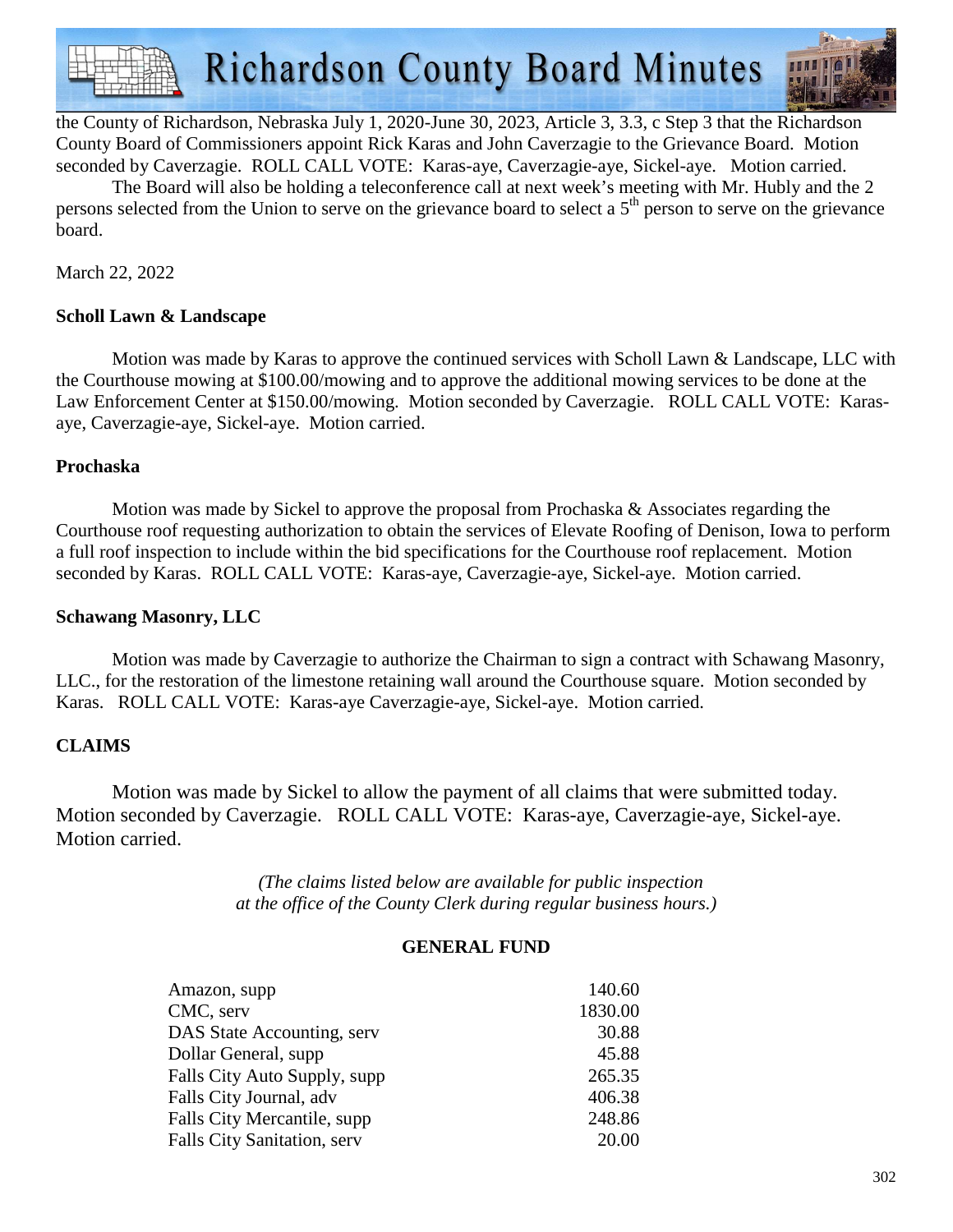the County of Richardson, Nebraska July 1, 2020-June 30, 2023, Article 3, 3.3, c Step 3 that the Richardson County Board of Commissioners appoint Rick Karas and John Caverzagie to the Grievance Board. Motion seconded by Caverzagie. ROLL CALL VOTE: Karas-aye, Caverzagie-aye, Sickel-aye. Motion carried.

The Board will also be holding a teleconference call at next week's meeting with Mr. Hubly and the 2 persons selected from the Union to serve on the grievance board to select a 5th person to serve on the grievance board.

March 22, 2022

**Scholl Lawn & Landscape**

Motion was made by Karas to approve the continued services with Scholl Lawn & Landscape, LLC with the Courthouse mowing at $100.00/mowing and to approve the additional mowing services to be done at the Law Enforcement Center at $150.00/mowing. Motion seconded by Caverzagie. ROLL CALL VOTE: Karas-aye, Caverzagie-aye, Sickel-aye. Motion carried.

**Prochaska**

Motion was made by Sickel to approve the proposal from Prochaska & Associates regarding the Courthouse roof requesting authorization to obtain the services of Elevate Roofing of Denison, Iowa to perform a full roof inspection to include within the bid specifications for the Courthouse roof replacement. Motion seconded by Karas. ROLL CALL VOTE: Karas-aye, Caverzagie-aye, Sickel-aye. Motion carried.

**Schawang Masonry, LLC**

Motion was made by Caverzagie to authorize the Chairman to sign a contract with Schawang Masonry, LLC., for the restoration of the limestone retaining wall around the Courthouse square. Motion seconded by Karas. ROLL CALL VOTE: Karas-aye Caverzagie-aye, Sickel-aye. Motion carried.

**CLAIMS**

Motion was made by Sickel to allow the payment of all claims that were submitted today. Motion seconded by Caverzagie. ROLL CALL VOTE: Karas-aye, Caverzagie-aye, Sickel-aye. Motion carried.

*(The claims listed below are available for public inspection at the office of the County Clerk during regular business hours.)*

**GENERAL FUND**

| | |
|---|---|
| Amazon, supp | 140.60 |
| CMC, serv | 1830.00 |
| DAS State Accounting, serv | 30.88 |
| Dollar General, supp | 45.88 |
| Falls City Auto Supply, supp | 265.35 |
| Falls City Journal, adv | 406.38 |
| Falls City Mercantile, supp | 248.86 |
| Falls City Sanitation, serv | 20.00 |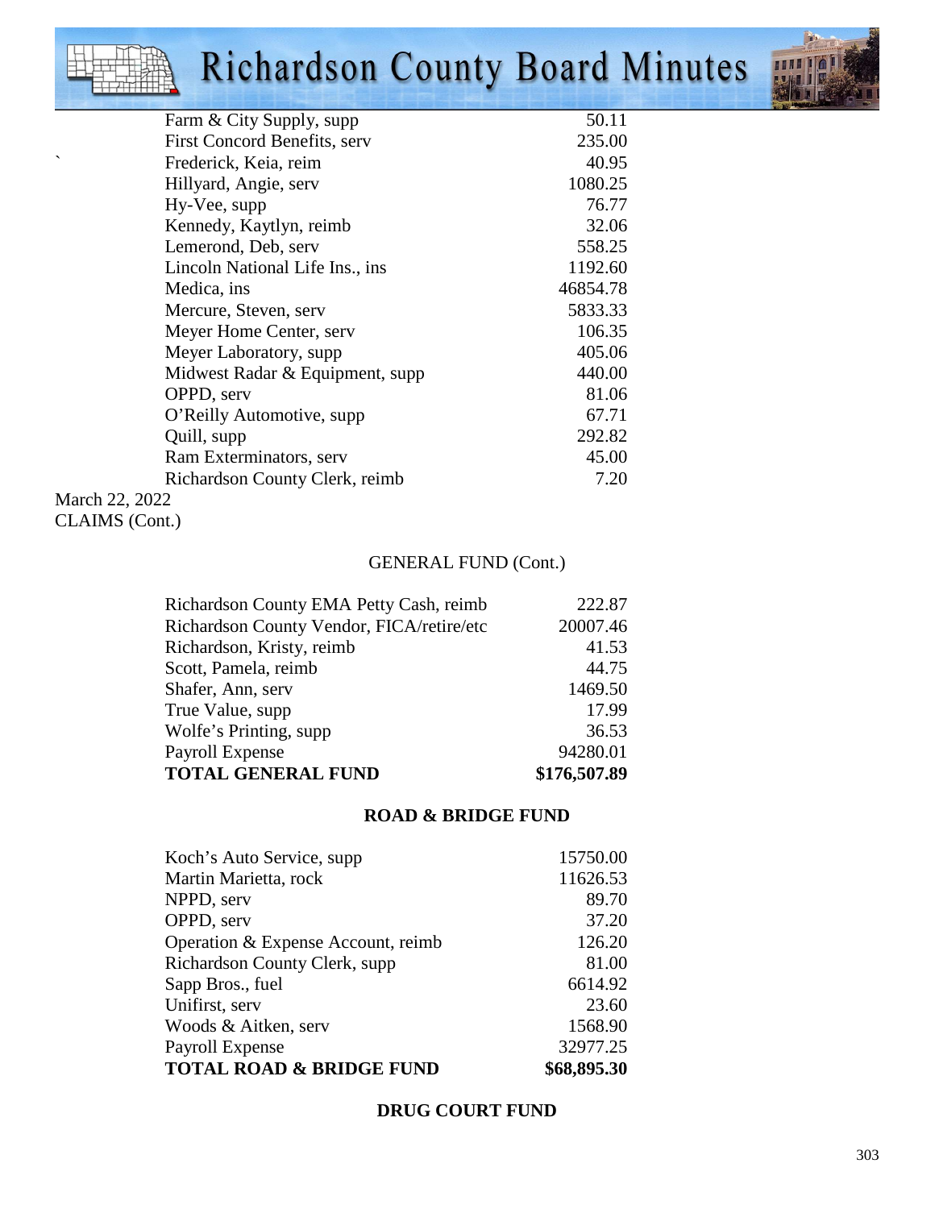| | |
|---|---|
| Farm & City Supply, supp | 50.11 |
| First Concord Benefits, serv | 235.00 |
| Frederick, Keia, reim | 40.95 |
| Hillyard, Angie, serv | 1080.25 |
| Hy-Vee, supp | 76.77 |
| Kennedy, Kaytlyn, reimb | 32.06 |
| Lemerond, Deb, serv | 558.25 |
| Lincoln National Life Ins., ins | 1192.60 |
| Medica, ins | 46854.78 |
| Mercure, Steven, serv | 5833.33 |
| Meyer Home Center, serv | 106.35 |
| Meyer Laboratory, supp | 405.06 |
| Midwest Radar & Equipment, supp | 440.00 |
| OPPD, serv | 81.06 |
| O'Reilly Automotive, supp | 67.71 |
| Quill, supp | 292.82 |
| Ram Exterminators, serv | 45.00 |
| Richardson County Clerk, reimb | 7.20 |

March 22, 2022
CLAIMS (Cont.)

GENERAL FUND (Cont.)

| | |
|---|---|
| Richardson County EMA Petty Cash, reimb | 222.87 |
| Richardson County Vendor, FICA/retire/etc | 20007.46 |
| Richardson, Kristy, reimb | 41.53 |
| Scott, Pamela, reimb | 44.75 |
| Shafer, Ann, serv | 1469.50 |
| True Value, supp | 17.99 |
| Wolfe's Printing, supp | 36.53 |
| Payroll Expense | 94280.01 |
| **TOTAL GENERAL FUND** | **$176,507.89** |

**ROAD & BRIDGE FUND**

| | |
|---|---|
| Koch's Auto Service, supp | 15750.00 |
| Martin Marietta, rock | 11626.53 |
| NPPD, serv | 89.70 |
| OPPD, serv | 37.20 |
| Operation & Expense Account, reimb | 126.20 |
| Richardson County Clerk, supp | 81.00 |
| Sapp Bros., fuel | 6614.92 |
| Unifirst, serv | 23.60 |
| Woods & Aitken, serv | 1568.90 |
| Payroll Expense | 32977.25 |
| **TOTAL ROAD & BRIDGE FUND** | **$68,895.30** |

**DRUG COURT FUND**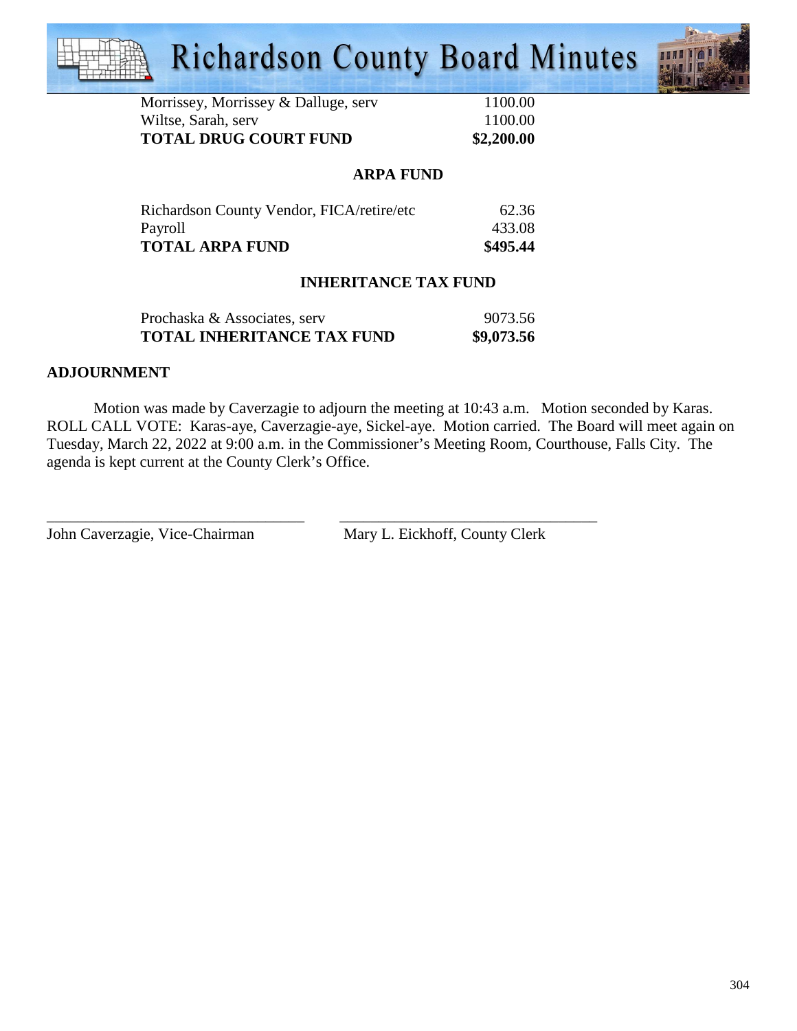| | |
|---|---|
| Morrissey, Morrissey & Dalluge, serv | 1100.00 |
| Wiltse, Sarah, serv | 1100.00 |
| **TOTAL DRUG COURT FUND** | **$2,200.00** |

**ARPA FUND**

| | |
|---|---|
| Richardson County Vendor, FICA/retire/etc | 62.36 |
| Payroll | 433.08 |
| **TOTAL ARPA FUND** | **$495.44** |

**INHERITANCE TAX FUND**

| | |
|---|---|
| Prochaska & Associates, serv | 9073.56 |
| **TOTAL INHERITANCE TAX FUND** | **$9,073.56** |

**ADJOURNMENT**

Motion was made by Caverzagie to adjourn the meeting at 10:43 a.m. Motion seconded by Karas. ROLL CALL VOTE: Karas-aye, Caverzagie-aye, Sickel-aye. Motion carried. The Board will meet again on Tuesday, March 22, 2022 at 9:00 a.m. in the Commissioner's Meeting Room, Courthouse, Falls City. The agenda is kept current at the County Clerk's Office.

\_\_\_\_\_\_\_\_\_\_\_\_\_\_\_\_\_\_\_\_\_\_\_\_\_\_\_\_\_\_\_\_\_\_ \_\_\_\_\_\_\_\_\_\_\_\_\_\_\_\_\_\_\_\_\_\_\_\_\_\_\_\_\_\_\_\_\_\_

John Caverzagie, Vice-Chairman        Mary L. Eickhoff, County Clerk